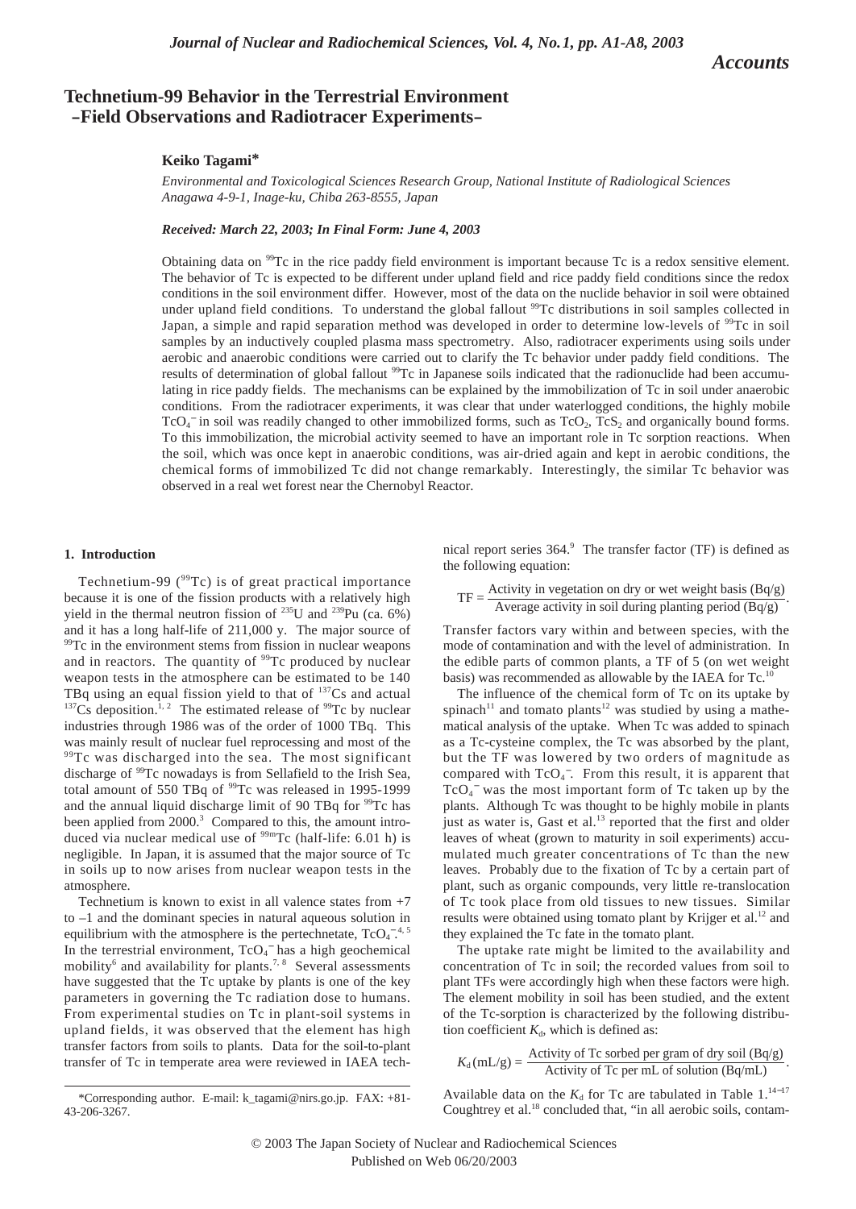*Accounts*

# Technetium-99 Behavior in the Terrestrial Environment –Field Observations and Radiotracer Experiments–

**Keiko Tagami***

*Environmental and Toxicological Sciences Research Group, National Institute of Radiological Sciences Anagawa 4-9-1, Inage-ku, Chiba 263-8555, Japan*

***Received: March 22, 2003; In Final Form: June 4, 2003***

Obtaining data on $^{99}$Tc in the rice paddy field environment is important because Tc is a redox sensitive element. The behavior of Tc is expected to be different under upland field and rice paddy field conditions since the redox conditions in the soil environment differ. However, most of the data on the nuclide behavior in soil were obtained under upland field conditions. To understand the global fallout $^{99}$Tc distributions in soil samples collected in Japan, a simple and rapid separation method was developed in order to determine low-levels of $^{99}$Tc in soil samples by an inductively coupled plasma mass spectrometry. Also, radiotracer experiments using soils under aerobic and anaerobic conditions were carried out to clarify the Tc behavior under paddy field conditions. The results of determination of global fallout $^{99}$Tc in Japanese soils indicated that the radionuclide had been accumulating in rice paddy fields. The mechanisms can be explained by the immobilization of Tc in soil under anaerobic conditions. From the radiotracer experiments, it was clear that under waterlogged conditions, the highly mobile $TcO_4^-$ in soil was readily changed to other immobilized forms, such as $TcO_2$, $TcS_2$ and organically bound forms. To this immobilization, the microbial activity seemed to have an important role in Tc sorption reactions. When the soil, which was once kept in anaerobic conditions, was air-dried again and kept in aerobic conditions, the chemical forms of immobilized Tc did not change remarkably. Interestingly, the similar Tc behavior was observed in a real wet forest near the Chernobyl Reactor.

## 1. Introduction

Technetium-99 ($^{99}$Tc) is of great practical importance because it is one of the fission products with a relatively high yield in the thermal neutron fission of $^{235}$U and $^{239}$Pu (ca. 6%) and it has a long half-life of 211,000 y. The major source of $^{99}$Tc in the environment stems from fission in nuclear weapons and in reactors. The quantity of $^{99}$Tc produced by nuclear weapon tests in the atmosphere can be estimated to be 140 TBq using an equal fission yield to that of $^{137}$Cs and actual $^{137}$Cs deposition.[1, 2] The estimated release of $^{99}$Tc by nuclear industries through 1986 was of the order of 1000 TBq. This was mainly result of nuclear fuel reprocessing and most of the $^{99}$Tc was discharged into the sea. The most significant discharge of $^{99}$Tc nowadays is from Sellafield to the Irish Sea, total amount of 550 TBq of $^{99}$Tc was released in 1995-1999 and the annual liquid discharge limit of 90 TBq for $^{99}$Tc has been applied from 2000.[3] Compared to this, the amount introduced via nuclear medical use of $^{99m}$Tc (half-life: 6.01 h) is negligible. In Japan, it is assumed that the major source of Tc in soils up to now arises from nuclear weapon tests in the atmosphere.

Technetium is known to exist in all valence states from +7 to –1 and the dominant species in natural aqueous solution in equilibrium with the atmosphere is the pertechnetate, $TcO_4^-$.[4, 5] In the terrestrial environment, $TcO_4^-$ has a high geochemical mobility[6] and availability for plants.[7, 8] Several assessments have suggested that the Tc uptake by plants is one of the key parameters in governing the Tc radiation dose to humans. From experimental studies on Tc in plant-soil systems in upland fields, it was observed that the element has high transfer factors from soils to plants. Data for the soil-to-plant transfer of Tc in temperate area were reviewed in IAEA technical report series 364.[9] The transfer factor (TF) is defined as the following equation:

$$\mathrm{TF} = \frac{\text{Activity in vegetation on dry or wet weight basis (Bq/g)}}{\text{Average activity in soil during planting period (Bq/g)}}.$$

Transfer factors vary within and between species, with the mode of contamination and with the level of administration. In the edible parts of common plants, a TF of 5 (on wet weight basis) was recommended as allowable by the IAEA for Tc.[10]

The influence of the chemical form of Tc on its uptake by spinach[11] and tomato plants[12] was studied by using a mathematical analysis of the uptake. When Tc was added to spinach as a Tc-cysteine complex, the Tc was absorbed by the plant, but the TF was lowered by two orders of magnitude as compared with $TcO_4^-$. From this result, it is apparent that $TcO_4^-$ was the most important form of Tc taken up by the plants. Although Tc was thought to be highly mobile in plants just as water is, Gast et al.[13] reported that the first and older leaves of wheat (grown to maturity in soil experiments) accumulated much greater concentrations of Tc than the new leaves. Probably due to the fixation of Tc by a certain part of plant, such as organic compounds, very little re-translocation of Tc took place from old tissues to new tissues. Similar results were obtained using tomato plant by Krijger et al.[12] and they explained the Tc fate in the tomato plant.

The uptake rate might be limited to the availability and concentration of Tc in soil; the recorded values from soil to plant TFs were accordingly high when these factors were high. The element mobility in soil has been studied, and the extent of the Tc-sorption is characterized by the following distribution coefficient $K_d$, which is defined as:

$$K_d\,(\mathrm{mL/g}) = \frac{\text{Activity of Tc sorbed per gram of dry soil (Bq/g)}}{\text{Activity of Tc per mL of solution (Bq/mL)}}.$$

Available data on the $K_d$ for Tc are tabulated in Table 1.[14–17] Coughtrey et al.[18] concluded that, "in all aerobic soils, contam-

*Corresponding author. E-mail: k_tagami@nirs.go.jp. FAX: +81-43-206-3267.

© 2003 The Japan Society of Nuclear and Radiochemical Sciences
Published on Web 06/20/2003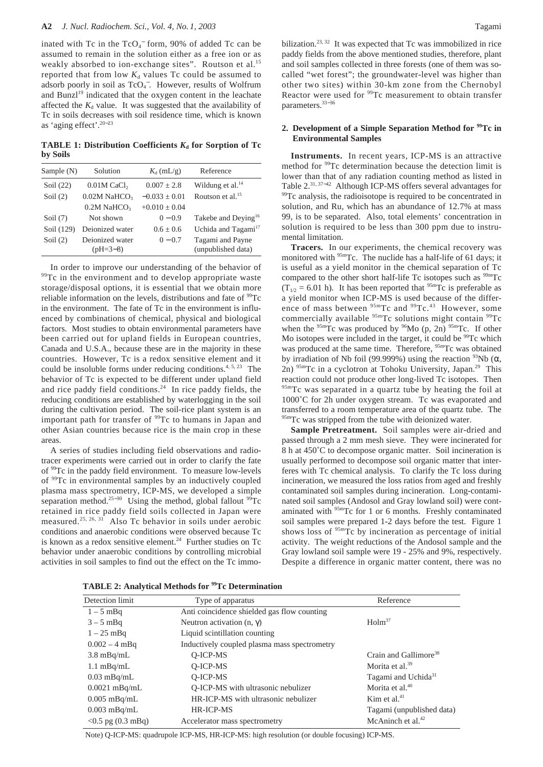inated with Tc in the $TcO_4^-$ form, 90% of added Tc can be assumed to remain in the solution either as a free ion or as weakly absorbed to ion-exchange sites". Routson et al.[15] reported that from low $K_d$ values Tc could be assumed to adsorb poorly in soil as $TcO_4^-$. However, results of Wolfrum and Bunzl[19] indicated that the oxygen content in the leachate affected the $K_d$ value. It was suggested that the availability of Tc in soils decreases with soil residence time, which is known as 'aging effect'.[20−23]

**TABLE 1: Distribution Coefficients $K_d$ for Sorption of Tc by Soils**

| Sample (N) | Solution | $K_d$ (mL/g) | Reference |
|---|---|---|---|
| Soil (22) | 0.01M $CaCl_2$ | $0.007 \pm 2.8$ | Wildung et al.[14] |
| Soil (2) | 0.02M $NaHCO_3$ | $-0.033 \pm 0.01$ | Routson et al.[15] |
| | 0.2M $NaHCO_3$ | $+0.010 \pm 0.04$ | |
| Soil (7) | Not shown | 0 − 0.9 | Takebe and Deying[16] |
| Soil (129) | Deionized water | $0.6 \pm 0.6$ | Uchida and Tagami[17] |
| Soil (2) | Deionized water (pH=3−8) | 0 − 0.7 | Tagami and Payne (unpublished data) |

In order to improve our understanding of the behavior of $^{99}$Tc in the environment and to develop appropriate waste storage/disposal options, it is essential that we obtain more reliable information on the levels, distributions and fate of $^{99}$Tc in the environment. The fate of Tc in the environment is influenced by combinations of chemical, physical and biological factors. Most studies to obtain environmental parameters have been carried out for upland fields in European countries, Canada and U.S.A., because these are in the majority in these countries. However, Tc is a redox sensitive element and it could be insoluble forms under reducing conditions.[4, 5, 23] The behavior of Tc is expected to be different under upland field and rice paddy field conditions.[24] In rice paddy fields, the reducing conditions are established by waterlogging in the soil during the cultivation period. The soil-rice plant system is an important path for transfer of $^{99}$Tc to humans in Japan and other Asian countries because rice is the main crop in these areas.

A series of studies including field observations and radiotracer experiments were carried out in order to clarify the fate of $^{99}$Tc in the paddy field environment. To measure low-levels of $^{99}$Tc in environmental samples by an inductively coupled plasma mass spectrometry, ICP-MS, we developed a simple separation method.[25−30] Using the method, global fallout $^{99}$Tc retained in rice paddy field soils collected in Japan were measured.[25, 26, 31] Also Tc behavior in soils under aerobic conditions and anaerobic conditions were observed because Tc is known as a redox sensitive element.[24] Further studies on Tc behavior under anaerobic conditions by controlling microbial activities in soil samples to find out the effect on the Tc immobilization.[23, 32] It was expected that Tc was immobilized in rice paddy fields from the above mentioned studies, therefore, plant and soil samples collected in three forests (one of them was so-called "wet forest"; the groundwater-level was higher than other two sites) within 30-km zone from the Chernobyl Reactor were used for $^{99}$Tc measurement to obtain transfer parameters.[33−36]

## 2. Development of a Simple Separation Method for $^{99}$Tc in Environmental Samples

**Instruments.** In recent years, ICP-MS is an attractive method for $^{99}$Tc determination because the detection limit is lower than that of any radiation counting method as listed in Table 2.[31, 37−42] Although ICP-MS offers several advantages for $^{99}$Tc analysis, the radioisotope is required to be concentrated in solution, and Ru, which has an abundance of 12.7% at mass 99, is to be separated. Also, total elements' concentration in solution is required to be less than 300 ppm due to instrumental limitation.

**Tracers.** In our experiments, the chemical recovery was monitored with $^{95m}$Tc. The nuclide has a half-life of 61 days; it is useful as a yield monitor in the chemical separation of Tc compared to the other short half-life Tc isotopes such as $^{99m}$Tc ($T_{1/2}$ = 6.01 h). It has been reported that $^{95m}$Tc is preferable as a yield monitor when ICP-MS is used because of the difference of mass between $^{95m}$Tc and $^{99}$Tc.[43] However, some commercially available $^{95m}$Tc solutions might contain $^{99}$Tc when the $^{95m}$Tc was produced by $^{96}$Mo (p, 2n) $^{95m}$Tc. If other Mo isotopes were included in the target, it could be $^{99}$Tc which was produced at the same time. Therefore, $^{95m}$Tc was obtained by irradiation of Nb foil (99.999%) using the reaction $^{93}$Nb (α, 2n) $^{95m}$Tc in a cyclotron at Tohoku University, Japan.[29] This reaction could not produce other long-lived Tc isotopes. Then $^{95m}$Tc was separated in a quartz tube by heating the foil at 1000˚C for 2h under oxygen stream. Tc was evaporated and transferred to a room temperature area of the quartz tube. The $^{95m}$Tc was stripped from the tube with deionized water.

**Sample Pretreatment.** Soil samples were air-dried and passed through a 2 mm mesh sieve. They were incinerated for 8 h at 450˚C to decompose organic matter. Soil incineration is usually performed to decompose soil organic matter that interferes with Tc chemical analysis. To clarify the Tc loss during incineration, we measured the loss ratios from aged and freshly contaminated soil samples during incineration. Long-contaminated soil samples (Andosol and Gray lowland soil) were contaminated with $^{95m}$Tc for 1 or 6 months. Freshly contaminated soil samples were prepared 1-2 days before the test. Figure 1 shows loss of $^{95m}$Tc by incineration as percentage of initial activity. The weight reductions of the Andosol sample and the Gray lowland soil sample were 19 - 25% and 9%, respectively. Despite a difference in organic matter content, there was no

**TABLE 2: Analytical Methods for $^{99}$Tc Determination**

| Detection limit | Type of apparatus | Reference |
|---|---|---|
| 1 – 5 mBq | Anti coincidence shielded gas flow counting | |
| 3 – 5 mBq | Neutron activation (n, γ) | Holm[37] |
| 1 – 25 mBq | Liquid scintillation counting | |
| 0.002 – 4 mBq | Inductively coupled plasma mass spectrometry | |
| 3.8 mBq/mL | Q-ICP-MS | Crain and Gallimore[38] |
| 1.1 mBq/mL | Q-ICP-MS | Morita et al.[39] |
| 0.03 mBq/mL | Q-ICP-MS | Tagami and Uchida[31] |
| 0.0021 mBq/mL | Q-ICP-MS with ultrasonic nebulizer | Morita et al.[40] |
| 0.005 mBq/mL | HR-ICP-MS with ultrasonic nebulizer | Kim et al.[41] |
| 0.003 mBq/mL | HR-ICP-MS | Tagami (unpublished data) |
| <0.5 pg (0.3 mBq) | Accelerator mass spectrometry | McAninch et al.[42] |

Note) Q-ICP-MS: quadrupole ICP-MS, HR-ICP-MS: high resolution (or double focusing) ICP-MS.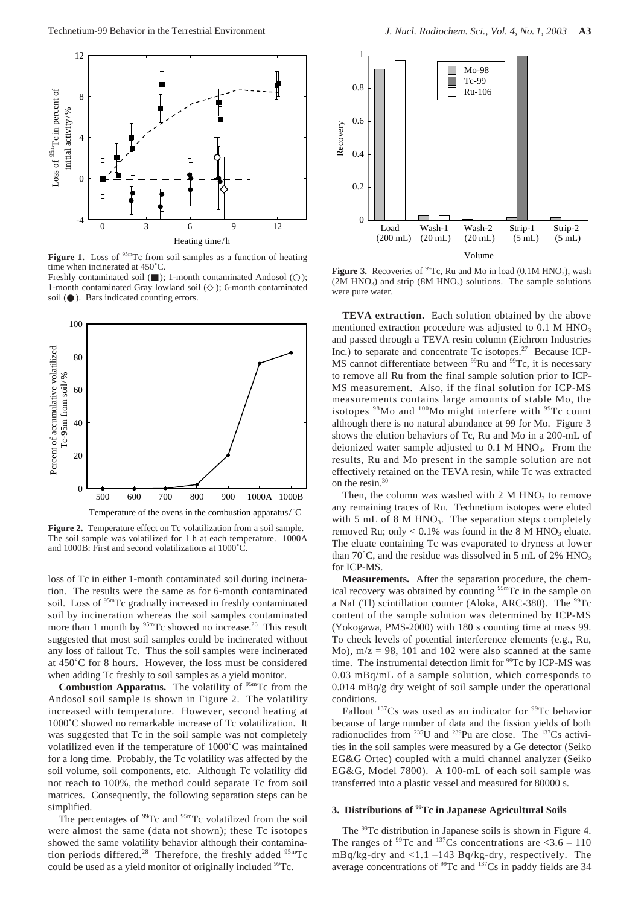**Figure 1.** Loss of $^{95m}$Tc from soil samples as a function of heating time when incinerated at 450˚C.
Freshly contaminated soil (■); 1-month contaminated Andosol (○); 1-month contaminated Gray lowland soil (◇); 6-month contaminated soil (●). Bars indicated counting errors.

**Figure 2.** Temperature effect on Tc volatilization from a soil sample. The soil sample was volatilized for 1 h at each temperature. 1000A and 1000B: First and second volatilizations at 1000˚C.

loss of Tc in either 1-month contaminated soil during incineration. The results were the same as for 6-month contaminated soil. Loss of $^{95m}$Tc gradually increased in freshly contaminated soil by incineration whereas the soil samples contaminated more than 1 month by $^{95m}$Tc showed no increase.[26] This result suggested that most soil samples could be incinerated without any loss of fallout Tc. Thus the soil samples were incinerated at 450˚C for 8 hours. However, the loss must be considered when adding Tc freshly to soil samples as a yield monitor.

**Combustion Apparatus.** The volatility of $^{95m}$Tc from the Andosol soil sample is shown in Figure 2. The volatility increased with temperature. However, second heating at 1000˚C showed no remarkable increase of Tc volatilization. It was suggested that Tc in the soil sample was not completely volatilized even if the temperature of 1000˚C was maintained for a long time. Probably, the Tc volatility was affected by the soil volume, soil components, etc. Although Tc volatility did not reach to 100%, the method could separate Tc from soil matrices. Consequently, the following separation steps can be simplified.

The percentages of $^{99}$Tc and $^{95m}$Tc volatilized from the soil were almost the same (data not shown); these Tc isotopes showed the same volatility behavior although their contamination periods differed.[28] Therefore, the freshly added $^{95m}$Tc could be used as a yield monitor of originally included $^{99}$Tc.

**Figure 3.** Recoveries of $^{99}$Tc, Ru and Mo in load (0.1M $HNO_3$), wash (2M $HNO_3$) and strip (8M $HNO_3$) solutions. The sample solutions were pure water.

**TEVA extraction.** Each solution obtained by the above mentioned extraction procedure was adjusted to 0.1 M $HNO_3$ and passed through a TEVA resin column (Eichrom Industries Inc.) to separate and concentrate Tc isotopes.[27] Because ICP-MS cannot differentiate between $^{99}$Ru and $^{99}$Tc, it is necessary to remove all Ru from the final sample solution prior to ICP-MS measurement. Also, if the final solution for ICP-MS measurements contains large amounts of stable Mo, the isotopes $^{98}$Mo and $^{100}$Mo might interfere with $^{99}$Tc count although there is no natural abundance at 99 for Mo. Figure 3 shows the elution behaviors of Tc, Ru and Mo in a 200-mL of deionized water sample adjusted to 0.1 M $HNO_3$. From the results, Ru and Mo present in the sample solution are not effectively retained on the TEVA resin, while Tc was extracted on the resin.[30]

Then, the column was washed with 2 M $HNO_3$ to remove any remaining traces of Ru. Technetium isotopes were eluted with 5 mL of 8 M $HNO_3$. The separation steps completely removed Ru; only < 0.1% was found in the 8 M $HNO_3$ eluate. The eluate containing Tc was evaporated to dryness at lower than 70˚C, and the residue was dissolved in 5 mL of 2% $HNO_3$ for ICP-MS.

**Measurements.** After the separation procedure, the chemical recovery was obtained by counting $^{95m}$Tc in the sample on a NaI (Tl) scintillation counter (Aloka, ARC-380). The $^{99}$Tc content of the sample solution was determined by ICP-MS (Yokogawa, PMS-2000) with 180 s counting time at mass 99. To check levels of potential interference elements (e.g., Ru, Mo), m/z = 98, 101 and 102 were also scanned at the same time. The instrumental detection limit for $^{99}$Tc by ICP-MS was 0.03 mBq/mL of a sample solution, which corresponds to 0.014 mBq/g dry weight of soil sample under the operational conditions.

Fallout $^{137}$Cs was used as an indicator for $^{99}$Tc behavior because of large number of data and the fission yields of both radionuclides from $^{235}$U and $^{239}$Pu are close. The $^{137}$Cs activities in the soil samples were measured by a Ge detector (Seiko EG&G Ortec) coupled with a multi channel analyzer (Seiko EG&G, Model 7800). A 100-mL of each soil sample was transferred into a plastic vessel and measured for 80000 s.

## 3. Distributions of $^{99}$Tc in Japanese Agricultural Soils

The $^{99}$Tc distribution in Japanese soils is shown in Figure 4. The ranges of $^{99}$Tc and $^{137}$Cs concentrations are <3.6 – 110 mBq/kg-dry and <1.1 –143 Bq/kg-dry, respectively. The average concentrations of $^{99}$Tc and $^{137}$Cs in paddy fields are 34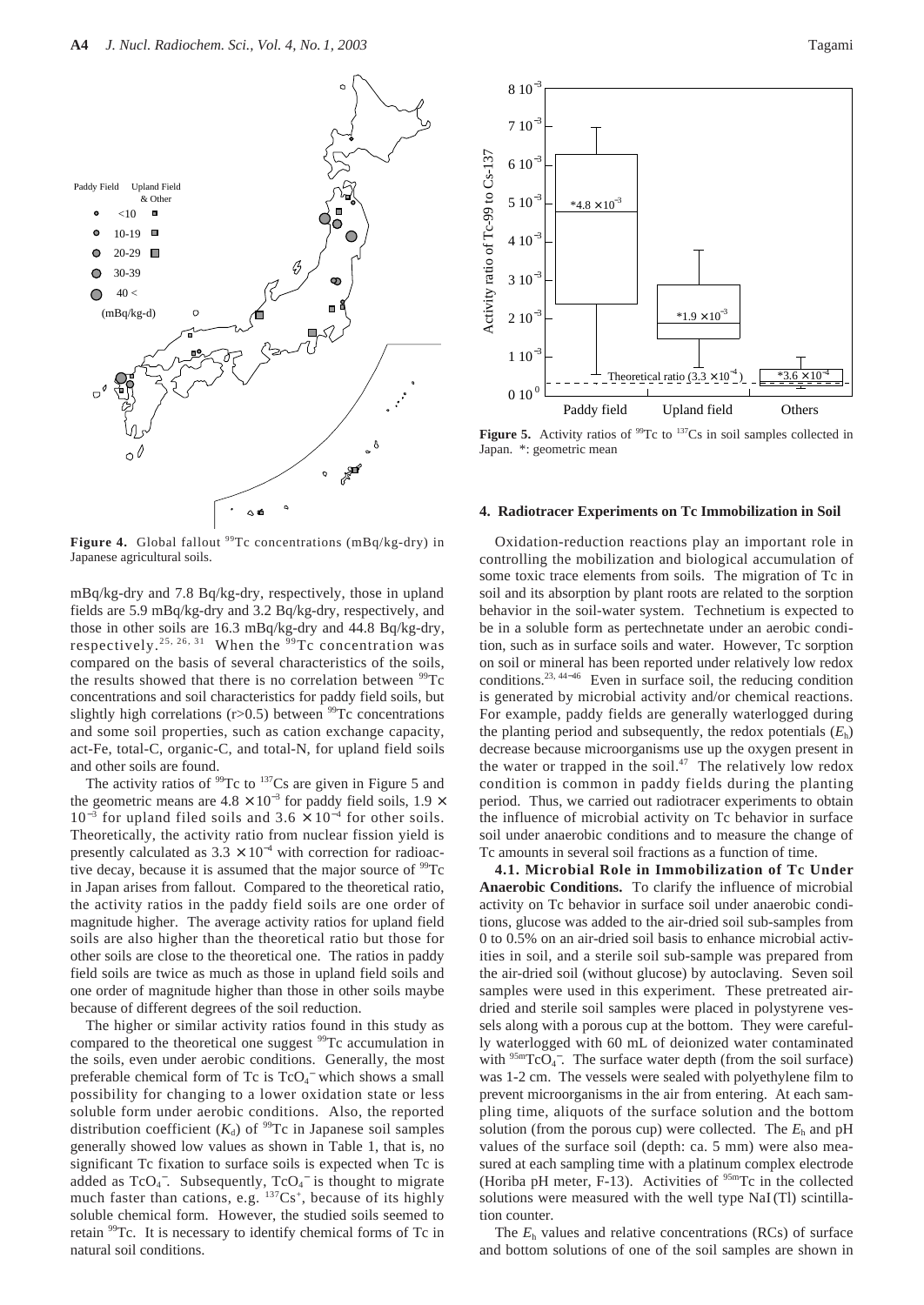Figure 4. Global fallout $^{99}$Tc concentrations (mBq/kg-dry) in Japanese agricultural soils.

Figure 5. Activity ratios of $^{99}$Tc to $^{137}$Cs in soil samples collected in Japan. *: geometric mean

mBq/kg-dry and 7.8 Bq/kg-dry, respectively, those in upland fields are 5.9 mBq/kg-dry and 3.2 Bq/kg-dry, respectively, and those in other soils are 16.3 mBq/kg-dry and 44.8 Bq/kg-dry, respectively.[25, 26, 31] When the $^{99}$Tc concentration was compared on the basis of several characteristics of the soils, the results showed that there is no correlation between $^{99}$Tc concentrations and soil characteristics for paddy field soils, but slightly high correlations ($r>0.5$) between $^{99}$Tc concentrations and some soil properties, such as cation exchange capacity, act-Fe, total-C, organic-C, and total-N, for upland field soils and other soils are found.

The activity ratios of $^{99}$Tc to $^{137}$Cs are given in Figure 5 and the geometric means are $4.8 \times 10^{-3}$ for paddy field soils, $1.9 \times 10^{-3}$ for upland filed soils and $3.6 \times 10^{-4}$ for other soils. Theoretically, the activity ratio from nuclear fission yield is presently calculated as $3.3 \times 10^{-4}$ with correction for radioactive decay, because it is assumed that the major source of $^{99}$Tc in Japan arises from fallout. Compared to the theoretical ratio, the activity ratios in the paddy field soils are one order of magnitude higher. The average activity ratios for upland field soils are also higher than the theoretical ratio but those for other soils are close to the theoretical one. The ratios in paddy field soils are twice as much as those in upland field soils and one order of magnitude higher than those in other soils maybe because of different degrees of the soil reduction.

The higher or similar activity ratios found in this study as compared to the theoretical one suggest $^{99}$Tc accumulation in the soils, even under aerobic conditions. Generally, the most preferable chemical form of Tc is $TcO_4^-$ which shows a small possibility for changing to a lower oxidation state or less soluble form under aerobic conditions. Also, the reported distribution coefficient ($K_d$) of $^{99}$Tc in Japanese soil samples generally showed low values as shown in Table 1, that is, no significant Tc fixation to surface soils is expected when Tc is added as $TcO_4^-$. Subsequently, $TcO_4^-$ is thought to migrate much faster than cations, e.g. $^{137}Cs^+$, because of its highly soluble chemical form. However, the studied soils seemed to retain $^{99}$Tc. It is necessary to identify chemical forms of Tc in natural soil conditions.

## 4. Radiotracer Experiments on Tc Immobilization in Soil

Oxidation-reduction reactions play an important role in controlling the mobilization and biological accumulation of some toxic trace elements from soils. The migration of Tc in soil and its absorption by plant roots are related to the sorption behavior in the soil-water system. Technetium is expected to be in a soluble form as pertechnetate under an aerobic condition, such as in surface soils and water. However, Tc sorption on soil or mineral has been reported under relatively low redox conditions.[23, 44–46] Even in surface soil, the reducing condition is generated by microbial activity and/or chemical reactions. For example, paddy fields are generally waterlogged during the planting period and subsequently, the redox potentials ($E_h$) decrease because microorganisms use up the oxygen present in the water or trapped in the soil.[47] The relatively low redox condition is common in paddy fields during the planting period. Thus, we carried out radiotracer experiments to obtain the influence of microbial activity on Tc behavior in surface soil under anaerobic conditions and to measure the change of Tc amounts in several soil fractions as a function of time.

**4.1. Microbial Role in Immobilization of Tc Under Anaerobic Conditions.** To clarify the influence of microbial activity on Tc behavior in surface soil under anaerobic conditions, glucose was added to the air-dried soil sub-samples from 0 to 0.5% on an air-dried soil basis to enhance microbial activities in soil, and a sterile soil sub-sample was prepared from the air-dried soil (without glucose) by autoclaving. Seven soil samples were used in this experiment. These pretreated air-dried and sterile soil samples were placed in polystyrene vessels along with a porous cup at the bottom. They were carefully waterlogged with 60 mL of deionized water contaminated with $^{95m}TcO_4^-$. The surface water depth (from the soil surface) was 1-2 cm. The vessels were sealed with polyethylene film to prevent microorganisms in the air from entering. At each sampling time, aliquots of the surface solution and the bottom solution (from the porous cup) were collected. The $E_h$ and pH values of the surface soil (depth: ca. 5 mm) were also measured at each sampling time with a platinum complex electrode (Horiba pH meter, F-13). Activities of $^{95m}$Tc in the collected solutions were measured with the well type NaI(Tl) scintillation counter.

The $E_h$ values and relative concentrations (RCs) of surface and bottom solutions of one of the soil samples are shown in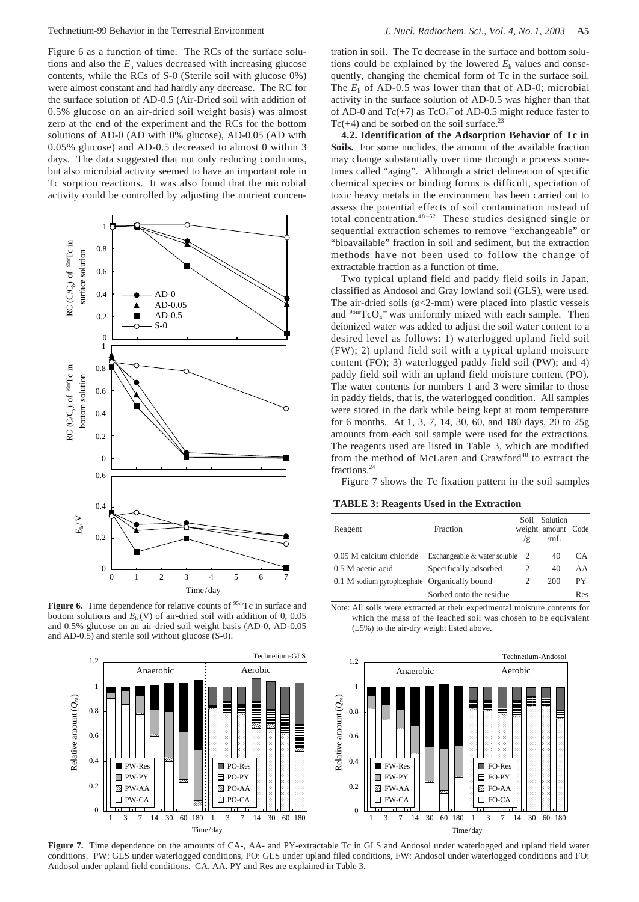Figure 6 as a function of time. The RCs of the surface solutions and also the $E_h$ values decreased with increasing glucose contents, while the RCs of S-0 (Sterile soil with glucose 0%) were almost constant and had hardly any decrease. The RC for the surface solution of AD-0.5 (Air-Dried soil with addition of 0.5% glucose on an air-dried soil weight basis) was almost zero at the end of the experiment and the RCs for the bottom solutions of AD-0 (AD with 0% glucose), AD-0.05 (AD with 0.05% glucose) and AD-0.5 decreased to almost 0 within 3 days. The data suggested that not only reducing conditions, but also microbial activity seemed to have an important role in Tc sorption reactions. It was also found that the microbial activity could be controlled by adjusting the nutrient concentration in soil. The Tc decrease in the surface and bottom solutions could be explained by the lowered $E_h$ values and consequently, changing the chemical form of Tc in the surface soil. The $E_h$ of AD-0.5 was lower than that of AD-0; microbial activity in the surface solution of AD-0.5 was higher than that of AD-0 and Tc(+7) as $TcO_4^-$ of AD-0.5 might reduce faster to Tc(+4) and be sorbed on the soil surface.[23]

**Figure 6.** Time dependence for relative counts of $^{95m}$Tc in surface and bottom solutions and $E_h$ (V) of air-dried soil with addition of 0, 0.05 and 0.5% glucose on an air-dried soil weight basis (AD-0, AD-0.05 and AD-0.5) and sterile soil without glucose (S-0).

**4.2. Identification of the Adsorption Behavior of Tc in Soils.** For some nuclides, the amount of the available fraction may change substantially over time through a process sometimes called "aging". Although a strict delineation of specific chemical species or binding forms is difficult, speciation of toxic heavy metals in the environment has been carried out to assess the potential effects of soil contamination instead of total concentration.[48–52] These studies designed single or sequential extraction schemes to remove "exchangeable" or "bioavailable" fraction in soil and sediment, but the extraction methods have not been used to follow the change of extractable fraction as a function of time.

Two typical upland field and paddy field soils in Japan, classified as Andosol and Gray lowland soil (GLS), were used. The air-dried soils (ø<2-mm) were placed into plastic vessels and $^{95m}TcO_4^-$ was uniformly mixed with each sample. Then deionized water was added to adjust the soil water content to a desired level as follows: 1) waterlogged upland field soil (FW); 2) upland field soil with a typical upland moisture content (FO); 3) waterlogged paddy field soil (PW); and 4) paddy field soil with an upland field moisture content (PO). The water contents for numbers 1 and 3 were similar to those in paddy fields, that is, the waterlogged condition. All samples were stored in the dark while being kept at room temperature for 6 months. At 1, 3, 7, 14, 30, 60, and 180 days, 20 to 25g amounts from each soil sample were used for the extractions. The reagents used are listed in Table 3, which are modified from the method of McLaren and Crawford[48] to extract the fractions.[24]

Figure 7 shows the Tc fixation pattern in the soil samples

**TABLE 3: Reagents Used in the Extraction**

| Reagent | Fraction | Soil weight /g | Solution amount /mL | Code |
|---|---|---|---|---|
| 0.05 M calcium chloride | Exchangeable & water soluble | 2 | 40 | CA |
| 0.5 M acetic acid | Specifically adsorbed | 2 | 40 | AA |
| 0.1 M sodium pyrophosphate | Organically bound | 2 | 200 | PY |
| | Sorbed onto the residue | | | Res |

Note: All soils were extracted at their experimental moisture contents for which the mass of the leached soil was chosen to be equivalent (±5%) to the air-dry weight listed above.

**Figure 7.** Time dependence on the amounts of CA-, AA- and PY-extractable Tc in GLS and Andosol under waterlogged and upland field water conditions. PW: GLS under waterlogged conditions, PO: GLS under upland filed conditions, FW: Andosol under waterlogged conditions and FO: Andosol under upland field conditions. CA, AA. PY and Res are explained in Table 3.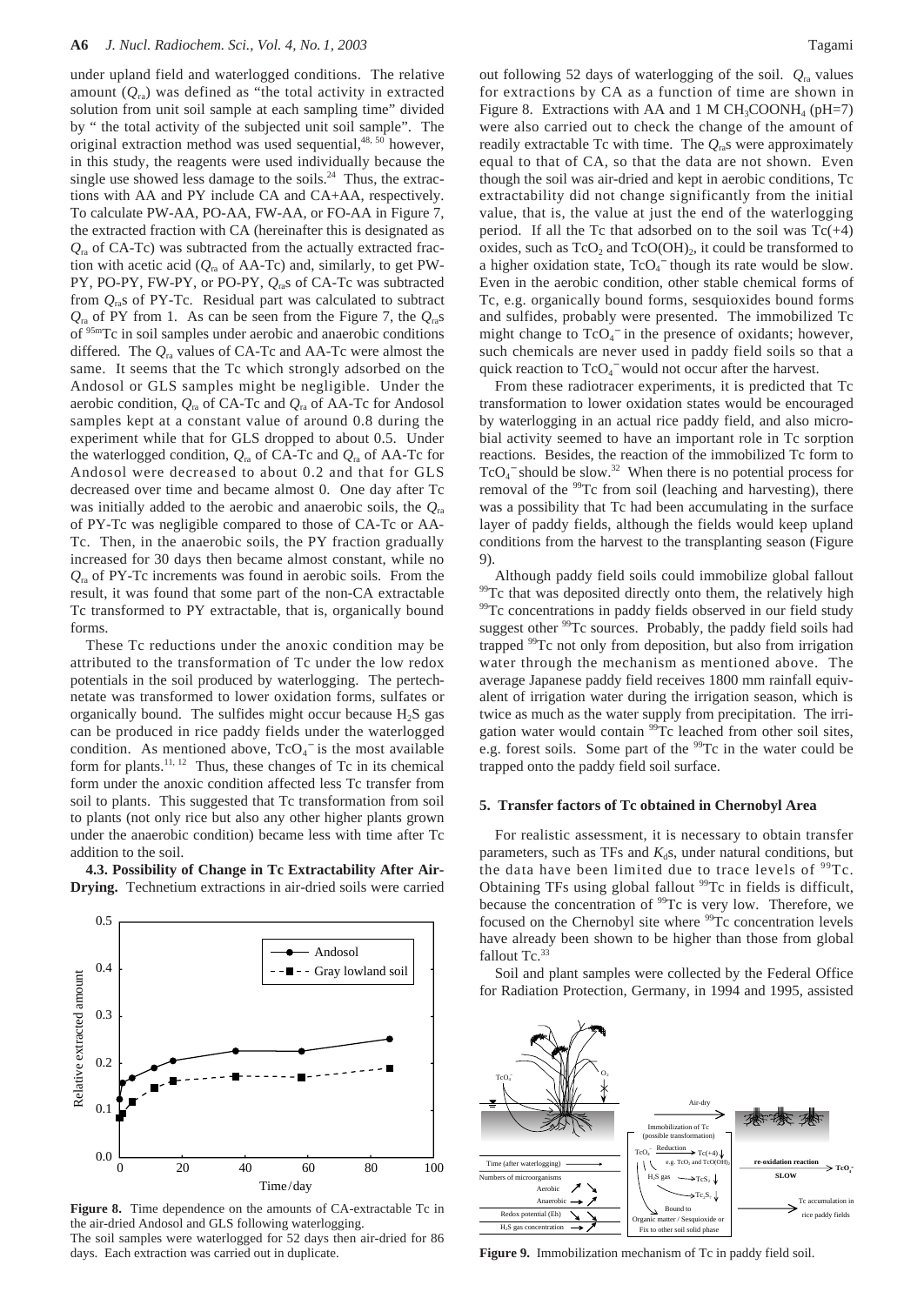under upland field and waterlogged conditions. The relative amount ($Q_{ra}$) was defined as "the total activity in extracted solution from unit soil sample at each sampling time" divided by " the total activity of the subjected unit soil sample". The original extraction method was used sequential,[48, 50] however, in this study, the reagents were used individually because the single use showed less damage to the soils.[24] Thus, the extractions with AA and PY include CA and CA+AA, respectively. To calculate PW-AA, PO-AA, FW-AA, or FO-AA in Figure 7, the extracted fraction with CA (hereinafter this is designated as $Q_{ra}$ of CA-Tc) was subtracted from the actually extracted fraction with acetic acid ($Q_{ra}$ of AA-Tc) and, similarly, to get PW-PY, PO-PY, FW-PY, or PO-PY, $Q_{ra}$s of CA-Tc was subtracted from $Q_{ra}$s of PY-Tc. Residual part was calculated to subtract $Q_{ra}$ of PY from 1. As can be seen from the Figure 7, the $Q_{ra}$s of $^{95m}$Tc in soil samples under aerobic and anaerobic conditions differed. The $Q_{ra}$ values of CA-Tc and AA-Tc were almost the same. It seems that the Tc which strongly adsorbed on the Andosol or GLS samples might be negligible. Under the aerobic condition, $Q_{ra}$ of CA-Tc and $Q_{ra}$ of AA-Tc for Andosol samples kept at a constant value of around 0.8 during the experiment while that for GLS dropped to about 0.5. Under the waterlogged condition, $Q_{ra}$ of CA-Tc and $Q_{ra}$ of AA-Tc for Andosol were decreased to about 0.2 and that for GLS decreased over time and became almost 0. One day after Tc was initially added to the aerobic and anaerobic soils, the $Q_{ra}$ of PY-Tc was negligible compared to those of CA-Tc or AA-Tc. Then, in the anaerobic soils, the PY fraction gradually increased for 30 days then became almost constant, while no $Q_{ra}$ of PY-Tc increments was found in aerobic soils. From the result, it was found that some part of the non-CA extractable Tc transformed to PY extractable, that is, organically bound forms.

These Tc reductions under the anoxic condition may be attributed to the transformation of Tc under the low redox potentials in the soil produced by waterlogging. The pertechnetate was transformed to lower oxidation forms, sulfates or organically bound. The sulfides might occur because $H_2S$ gas can be produced in rice paddy fields under the waterlogged condition. As mentioned above, $TcO_4^-$ is the most available form for plants.[11, 12] Thus, these changes of Tc in its chemical form under the anoxic condition affected less Tc transfer from soil to plants. This suggested that Tc transformation from soil to plants (not only rice but also any other higher plants grown under the anaerobic condition) became less with time after Tc addition to the soil.

**4.3. Possibility of Change in Tc Extractability After Air-Drying.** Technetium extractions in air-dried soils were carried out following 52 days of waterlogging of the soil. $Q_{ra}$ values for extractions by CA as a function of time are shown in Figure 8. Extractions with AA and 1 M $CH_3COONH_4$ (pH=7) were also carried out to check the change of the amount of readily extractable Tc with time. The $Q_{ra}$s were approximately equal to that of CA, so that the data are not shown. Even though the soil was air-dried and kept in aerobic conditions, Tc extractability did not change significantly from the initial value, that is, the value at just the end of the waterlogging period. If all the Tc that adsorbed on to the soil was Tc(+4) oxides, such as $TcO_2$ and $TcO(OH)_2$, it could be transformed to a higher oxidation state, $TcO_4^-$ though its rate would be slow. Even in the aerobic condition, other stable chemical forms of Tc, e.g. organically bound forms, sesquioxides bound forms and sulfides, probably were presented. The immobilized Tc might change to $TcO_4^-$ in the presence of oxidants; however, such chemicals are never used in paddy field soils so that a quick reaction to $TcO_4^-$ would not occur after the harvest.

**Figure 8.** Time dependence on the amounts of CA-extractable Tc in the air-dried Andosol and GLS following waterlogging.
The soil samples were waterlogged for 52 days then air-dried for 86 days. Each extraction was carried out in duplicate.

From these radiotracer experiments, it is predicted that Tc transformation to lower oxidation states would be encouraged by waterlogging in an actual rice paddy field, and also microbial activity seemed to have an important role in Tc sorption reactions. Besides, the reaction of the immobilized Tc form to $TcO_4^-$ should be slow.[32] When there is no potential process for removal of the $^{99}$Tc from soil (leaching and harvesting), there was a possibility that Tc had been accumulating in the surface layer of paddy fields, although the fields would keep upland conditions from the harvest to the transplanting season (Figure 9).

Although paddy field soils could immobilize global fallout $^{99}$Tc that was deposited directly onto them, the relatively high $^{99}$Tc concentrations in paddy fields observed in our field study suggest other $^{99}$Tc sources. Probably, the paddy field soils had trapped $^{99}$Tc not only from deposition, but also from irrigation water through the mechanism as mentioned above. The average Japanese paddy field receives 1800 mm rainfall equivalent of irrigation water during the irrigation season, which is twice as much as the water supply from precipitation. The irrigation water would contain $^{99}$Tc leached from other soil sites, e.g. forest soils. Some part of the $^{99}$Tc in the water could be trapped onto the paddy field soil surface.

## 5. Transfer factors of Tc obtained in Chernobyl Area

For realistic assessment, it is necessary to obtain transfer parameters, such as TFs and $K_d$s, under natural conditions, but the data have been limited due to trace levels of $^{99}$Tc. Obtaining TFs using global fallout $^{99}$Tc in fields is difficult, because the concentration of $^{99}$Tc is very low. Therefore, we focused on the Chernobyl site where $^{99}$Tc concentration levels have already been shown to be higher than those from global fallout Tc.[33]

Soil and plant samples were collected by the Federal Office for Radiation Protection, Germany, in 1994 and 1995, assisted

**Figure 9.** Immobilization mechanism of Tc in paddy field soil.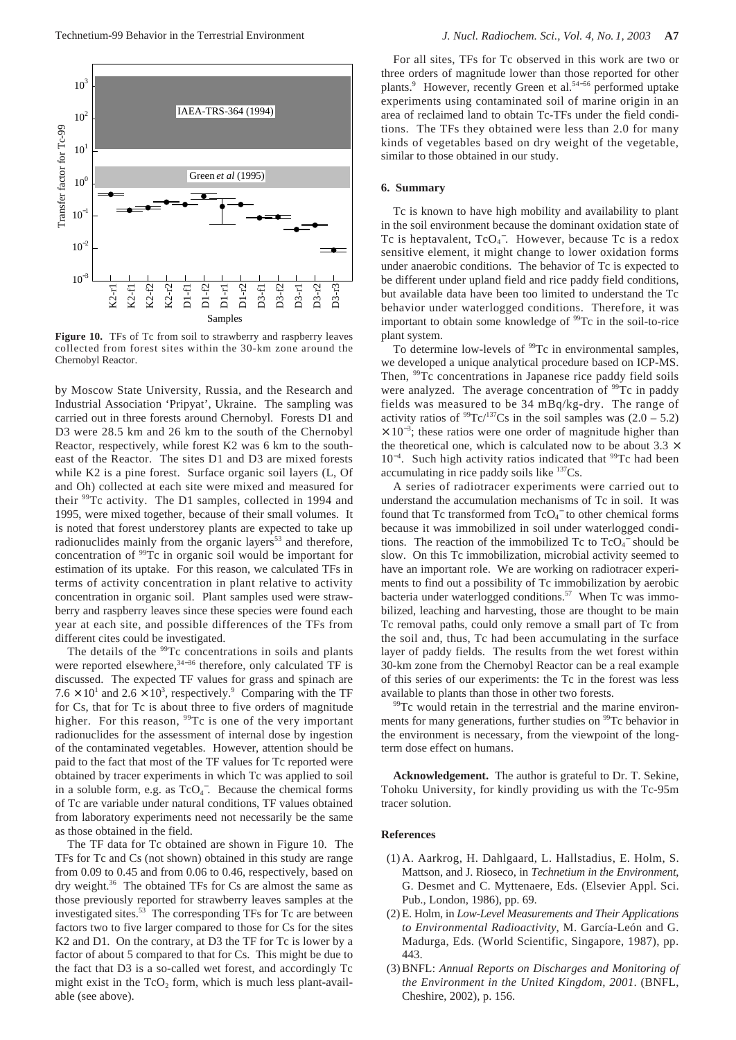Figure 10. TFs of Tc from soil to strawberry and raspberry leaves collected from forest sites within the 30-km zone around the Chernobyl Reactor.

by Moscow State University, Russia, and the Research and Industrial Association 'Pripyat', Ukraine. The sampling was carried out in three forests around Chernobyl. Forests D1 and D3 were 28.5 km and 26 km to the south of the Chernobyl Reactor, respectively, while forest K2 was 6 km to the southeast of the Reactor. The sites D1 and D3 are mixed forests while K2 is a pine forest. Surface organic soil layers (L, Of and Oh) collected at each site were mixed and measured for their $^{99}$Tc activity. The D1 samples, collected in 1994 and 1995, were mixed together, because of their small volumes. It is noted that forest understorey plants are expected to take up radionuclides mainly from the organic layers[53] and therefore, concentration of $^{99}$Tc in organic soil would be important for estimation of its uptake. For this reason, we calculated TFs in terms of activity concentration in plant relative to activity concentration in organic soil. Plant samples used were strawberry and raspberry leaves since these species were found each year at each site, and possible differences of the TFs from different cites could be investigated.

The details of the $^{99}$Tc concentrations in soils and plants were reported elsewhere,[34–36] therefore, only calculated TF is discussed. The expected TF values for grass and spinach are $7.6 \times 10^1$ and $2.6 \times 10^3$, respectively.[9] Comparing with the TF for Cs, that for Tc is about three to five orders of magnitude higher. For this reason, $^{99}$Tc is one of the very important radionuclides for the assessment of internal dose by ingestion of the contaminated vegetables. However, attention should be paid to the fact that most of the TF values for Tc reported were obtained by tracer experiments in which Tc was applied to soil in a soluble form, e.g. as $TcO_4^-$. Because the chemical forms of Tc are variable under natural conditions, TF values obtained from laboratory experiments need not necessarily be the same as those obtained in the field.

The TF data for Tc obtained are shown in Figure 10. The TFs for Tc and Cs (not shown) obtained in this study are range from 0.09 to 0.45 and from 0.06 to 0.46, respectively, based on dry weight.[36] The obtained TFs for Cs are almost the same as those previously reported for strawberry leaves samples at the investigated sites.[53] The corresponding TFs for Tc are between factors two to five larger compared to those for Cs for the sites K2 and D1. On the contrary, at D3 the TF for Tc is lower by a factor of about 5 compared to that for Cs. This might be due to the fact that D3 is a so-called wet forest, and accordingly Tc might exist in the $TcO_2$ form, which is much less plant-available (see above).

For all sites, TFs for Tc observed in this work are two or three orders of magnitude lower than those reported for other plants.[9] However, recently Green et al.[54–56] performed uptake experiments using contaminated soil of marine origin in an area of reclaimed land to obtain Tc-TFs under the field conditions. The TFs they obtained were less than 2.0 for many kinds of vegetables based on dry weight of the vegetable, similar to those obtained in our study.

## 6. Summary

Tc is known to have high mobility and availability to plant in the soil environment because the dominant oxidation state of Tc is heptavalent, $TcO_4^-$. However, because Tc is a redox sensitive element, it might change to lower oxidation forms under anaerobic conditions. The behavior of Tc is expected to be different under upland field and rice paddy field conditions, but available data have been too limited to understand the Tc behavior under waterlogged conditions. Therefore, it was important to obtain some knowledge of $^{99}$Tc in the soil-to-rice plant system.

To determine low-levels of $^{99}$Tc in environmental samples, we developed a unique analytical procedure based on ICP-MS. Then, $^{99}$Tc concentrations in Japanese rice paddy field soils were analyzed. The average concentration of $^{99}$Tc in paddy fields was measured to be 34 mBq/kg-dry. The range of activity ratios of $^{99}$Tc/$^{137}$Cs in the soil samples was $(2.0 – 5.2) \times 10^{-3}$; these ratios were one order of magnitude higher than the theoretical one, which is calculated now to be about $3.3 \times 10^{-4}$. Such high activity ratios indicated that $^{99}$Tc had been accumulating in rice paddy soils like $^{137}$Cs.

A series of radiotracer experiments were carried out to understand the accumulation mechanisms of Tc in soil. It was found that Tc transformed from $TcO_4^-$ to other chemical forms because it was immobilized in soil under waterlogged conditions. The reaction of the immobilized Tc to $TcO_4^-$ should be slow. On this Tc immobilization, microbial activity seemed to have an important role. We are working on radiotracer experiments to find out a possibility of Tc immobilization by aerobic bacteria under waterlogged conditions.[57] When Tc was immobilized, leaching and harvesting, those are thought to be main Tc removal paths, could only remove a small part of Tc from the soil and, thus, Tc had been accumulating in the surface layer of paddy fields. The results from the wet forest within 30-km zone from the Chernobyl Reactor can be a real example of this series of our experiments: the Tc in the forest was less available to plants than those in other two forests.

$^{99}$Tc would retain in the terrestrial and the marine environments for many generations, further studies on $^{99}$Tc behavior in the environment is necessary, from the viewpoint of the long-term dose effect on humans.

**Acknowledgement.** The author is grateful to Dr. T. Sekine, Tohoku University, for kindly providing us with the Tc-95m tracer solution.

## References

(1) A. Aarkrog, H. Dahlgaard, L. Hallstadius, E. Holm, S. Mattson, and J. Rioseco, in *Technetium in the Environment*, G. Desmet and C. Myttenaere, Eds. (Elsevier Appl. Sci. Pub., London, 1986), pp. 69.

(2) E. Holm, in *Low-Level Measurements and Their Applications to Environmental Radioactivity*, M. García-León and G. Madurga, Eds. (World Scientific, Singapore, 1987), pp. 443.

(3) BNFL: *Annual Reports on Discharges and Monitoring of the Environment in the United Kingdom, 2001.* (BNFL, Cheshire, 2002), p. 156.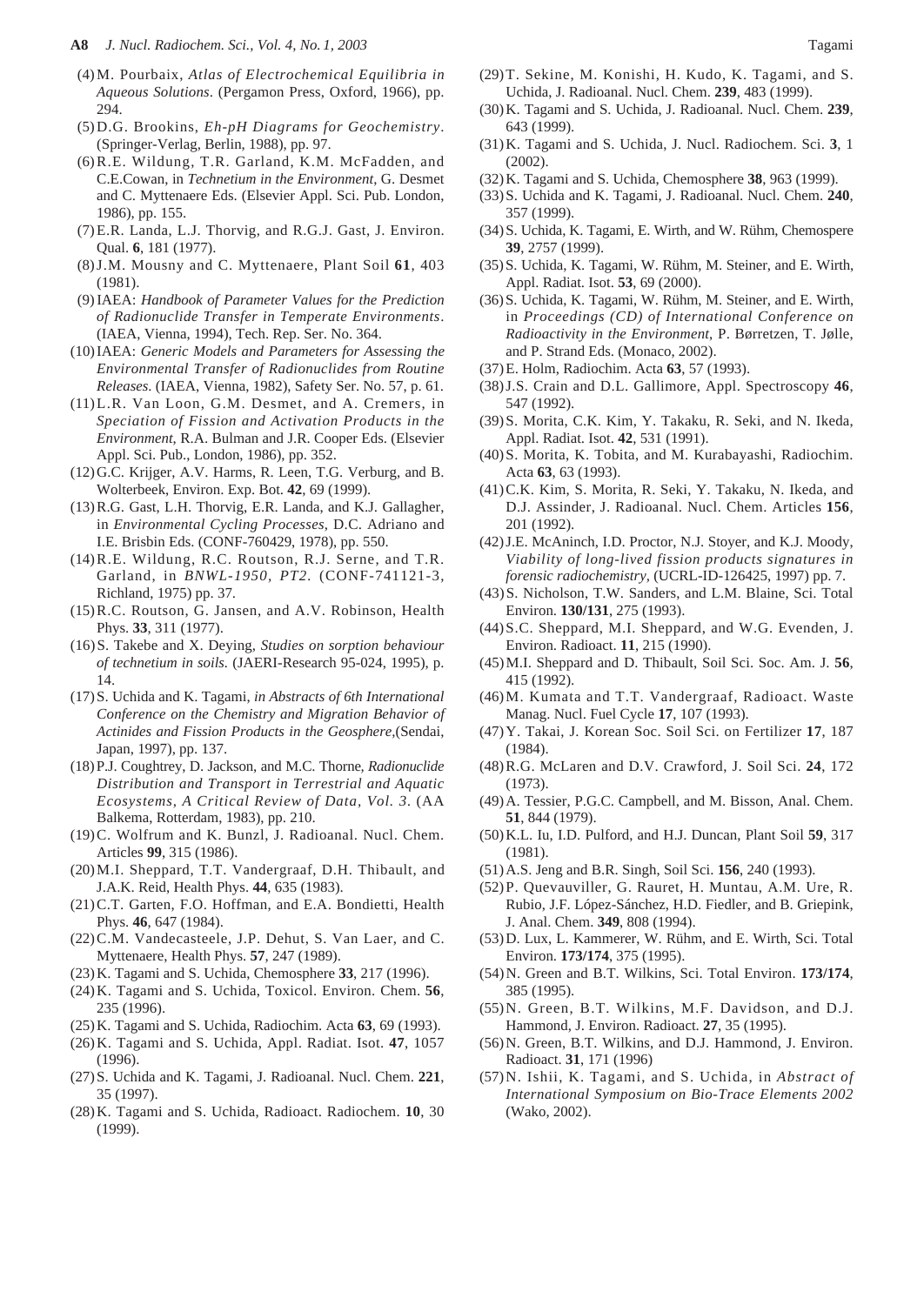(4) M. Pourbaix, *Atlas of Electrochemical Equilibria in Aqueous Solutions*. (Pergamon Press, Oxford, 1966), pp. 294.

(5) D.G. Brookins, *Eh-pH Diagrams for Geochemistry*. (Springer-Verlag, Berlin, 1988), pp. 97.

(6) R.E. Wildung, T.R. Garland, K.M. McFadden, and C.E.Cowan, in *Technetium in the Environment*, G. Desmet and C. Myttenaere Eds. (Elsevier Appl. Sci. Pub. London, 1986), pp. 155.

(7) E.R. Landa, L.J. Thorvig, and R.G.J. Gast, J. Environ. Qual. **6**, 181 (1977).

(8) J.M. Mousny and C. Myttenaere, Plant Soil **61**, 403 (1981).

(9) IAEA: *Handbook of Parameter Values for the Prediction of Radionuclide Transfer in Temperate Environments*. (IAEA, Vienna, 1994), Tech. Rep. Ser. No. 364.

(10) IAEA: *Generic Models and Parameters for Assessing the Environmental Transfer of Radionuclides from Routine Releases*. (IAEA, Vienna, 1982), Safety Ser. No. 57, p. 61.

(11) L.R. Van Loon, G.M. Desmet, and A. Cremers, in *Speciation of Fission and Activation Products in the Environment*, R.A. Bulman and J.R. Cooper Eds. (Elsevier Appl. Sci. Pub., London, 1986), pp. 352.

(12) G.C. Krijger, A.V. Harms, R. Leen, T.G. Verburg, and B. Wolterbeek, Environ. Exp. Bot. **42**, 69 (1999).

(13) R.G. Gast, L.H. Thorvig, E.R. Landa, and K.J. Gallagher, in *Environmental Cycling Processes*, D.C. Adriano and I.E. Brisbin Eds. (CONF-760429, 1978), pp. 550.

(14) R.E. Wildung, R.C. Routson, R.J. Serne, and T.R. Garland, in *BNWL-1950, PT2*. (CONF-741121-3, Richland, 1975) pp. 37.

(15) R.C. Routson, G. Jansen, and A.V. Robinson, Health Phys. **33**, 311 (1977).

(16) S. Takebe and X. Deying, *Studies on sorption behaviour of technetium in soils.* (JAERI-Research 95-024, 1995), p. 14.

(17) S. Uchida and K. Tagami, *in Abstracts of 6th International Conference on the Chemistry and Migration Behavior of Actinides and Fission Products in the Geosphere*,(Sendai, Japan, 1997), pp. 137.

(18) P.J. Coughtrey, D. Jackson, and M.C. Thorne, *Radionuclide Distribution and Transport in Terrestrial and Aquatic Ecosystems, A Critical Review of Data, Vol. 3*. (AA Balkema, Rotterdam, 1983), pp. 210.

(19) C. Wolfrum and K. Bunzl, J. Radioanal. Nucl. Chem. Articles **99**, 315 (1986).

(20) M.I. Sheppard, T.T. Vandergraaf, D.H. Thibault, and J.A.K. Reid, Health Phys. **44**, 635 (1983).

(21) C.T. Garten, F.O. Hoffman, and E.A. Bondietti, Health Phys. **46**, 647 (1984).

(22) C.M. Vandecasteele, J.P. Dehut, S. Van Laer, and C. Myttenaere, Health Phys. **57**, 247 (1989).

(23) K. Tagami and S. Uchida, Chemosphere **33**, 217 (1996).

(24) K. Tagami and S. Uchida, Toxicol. Environ. Chem. **56**, 235 (1996).

(25) K. Tagami and S. Uchida, Radiochim. Acta **63**, 69 (1993).

(26) K. Tagami and S. Uchida, Appl. Radiat. Isot. **47**, 1057 (1996).

(27) S. Uchida and K. Tagami, J. Radioanal. Nucl. Chem. **221**, 35 (1997).

(28) K. Tagami and S. Uchida, Radioact. Radiochem. **10**, 30 (1999).

(29) T. Sekine, M. Konishi, H. Kudo, K. Tagami, and S. Uchida, J. Radioanal. Nucl. Chem. **239**, 483 (1999).

(30) K. Tagami and S. Uchida, J. Radioanal. Nucl. Chem. **239**, 643 (1999).

(31) K. Tagami and S. Uchida, J. Nucl. Radiochem. Sci. **3**, 1 (2002).

(32) K. Tagami and S. Uchida, Chemosphere **38**, 963 (1999).

(33) S. Uchida and K. Tagami, J. Radioanal. Nucl. Chem. **240**, 357 (1999).

(34) S. Uchida, K. Tagami, E. Wirth, and W. Rühm, Chemospere **39**, 2757 (1999).

(35) S. Uchida, K. Tagami, W. Rühm, M. Steiner, and E. Wirth, Appl. Radiat. Isot. **53**, 69 (2000).

(36) S. Uchida, K. Tagami, W. Rühm, M. Steiner, and E. Wirth, in *Proceedings (CD) of International Conference on Radioactivity in the Environment*, P. Børretzen, T. Jølle, and P. Strand Eds. (Monaco, 2002).

(37) E. Holm, Radiochim. Acta **63**, 57 (1993).

(38) J.S. Crain and D.L. Gallimore, Appl. Spectroscopy **46**, 547 (1992).

(39) S. Morita, C.K. Kim, Y. Takaku, R. Seki, and N. Ikeda, Appl. Radiat. Isot. **42**, 531 (1991).

(40) S. Morita, K. Tobita, and M. Kurabayashi, Radiochim. Acta **63**, 63 (1993).

(41) C.K. Kim, S. Morita, R. Seki, Y. Takaku, N. Ikeda, and D.J. Assinder, J. Radioanal. Nucl. Chem. Articles **156**, 201 (1992).

(42) J.E. McAninch, I.D. Proctor, N.J. Stoyer, and K.J. Moody, *Viability of long-lived fission products signatures in forensic radiochemistry*, (UCRL-ID-126425, 1997) pp. 7.

(43) S. Nicholson, T.W. Sanders, and L.M. Blaine, Sci. Total Environ. **130/131**, 275 (1993).

(44) S.C. Sheppard, M.I. Sheppard, and W.G. Evenden, J. Environ. Radioact. **11**, 215 (1990).

(45) M.I. Sheppard and D. Thibault, Soil Sci. Soc. Am. J. **56**, 415 (1992).

(46) M. Kumata and T.T. Vandergraaf, Radioact. Waste Manag. Nucl. Fuel Cycle **17**, 107 (1993).

(47) Y. Takai, J. Korean Soc. Soil Sci. on Fertilizer **17**, 187 (1984).

(48) R.G. McLaren and D.V. Crawford, J. Soil Sci. **24**, 172 (1973).

(49) A. Tessier, P.G.C. Campbell, and M. Bisson, Anal. Chem. **51**, 844 (1979).

(50) K.L. Iu, I.D. Pulford, and H.J. Duncan, Plant Soil **59**, 317 (1981).

(51) A.S. Jeng and B.R. Singh, Soil Sci. **156**, 240 (1993).

(52) P. Quevauviller, G. Rauret, H. Muntau, A.M. Ure, R. Rubio, J.F. López-Sánchez, H.D. Fiedler, and B. Griepink, J. Anal. Chem. **349**, 808 (1994).

(53) D. Lux, L. Kammerer, W. Rühm, and E. Wirth, Sci. Total Environ. **173/174**, 375 (1995).

(54) N. Green and B.T. Wilkins, Sci. Total Environ. **173/174**, 385 (1995).

(55) N. Green, B.T. Wilkins, M.F. Davidson, and D.J. Hammond, J. Environ. Radioact. **27**, 35 (1995).

(56) N. Green, B.T. Wilkins, and D.J. Hammond, J. Environ. Radioact. **31**, 171 (1996)

(57) N. Ishii, K. Tagami, and S. Uchida, in *Abstract of International Symposium on Bio-Trace Elements 2002* (Wako, 2002).